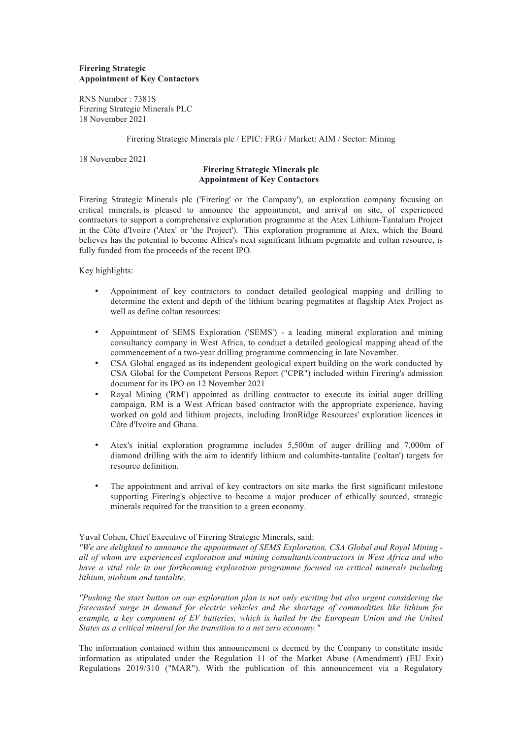**Firering Strategic**
**Appointment of Key Contactors**

RNS Number : 7381S
Firering Strategic Minerals PLC
18 November 2021

Firering Strategic Minerals plc / EPIC: FRG / Market: AIM / Sector: Mining

18 November 2021

**Firering Strategic Minerals plc**
**Appointment of Key Contactors**

Firering Strategic Minerals plc ('Firering' or 'the Company'), an exploration company focusing on critical minerals, is pleased to announce the appointment, and arrival on site, of experienced contractors to support a comprehensive exploration programme at the Atex Lithium-Tantalum Project in the Côte d'Ivoire ('Atex' or 'the Project'). This exploration programme at Atex, which the Board believes has the potential to become Africa's next significant lithium pegmatite and coltan resource, is fully funded from the proceeds of the recent IPO.

Key highlights:

- Appointment of key contractors to conduct detailed geological mapping and drilling to determine the extent and depth of the lithium bearing pegmatites at flagship Atex Project as well as define coltan resources:
- Appointment of SEMS Exploration ('SEMS') - a leading mineral exploration and mining consultancy company in West Africa, to conduct a detailed geological mapping ahead of the commencement of a two-year drilling programme commencing in late November.
- CSA Global engaged as its independent geological expert building on the work conducted by CSA Global for the Competent Persons Report ("CPR") included within Firering's admission document for its IPO on 12 November 2021
- Royal Mining ('RM') appointed as drilling contractor to execute its initial auger drilling campaign. RM is a West African based contractor with the appropriate experience, having worked on gold and lithium projects, including IronRidge Resources' exploration licences in Côte d'Ivoire and Ghana.
- Atex's initial exploration programme includes 5,500m of auger drilling and 7,000m of diamond drilling with the aim to identify lithium and columbite-tantalite ('coltan') targets for resource definition.
- The appointment and arrival of key contractors on site marks the first significant milestone supporting Firering's objective to become a major producer of ethically sourced, strategic minerals required for the transition to a green economy.

Yuval Cohen, Chief Executive of Firering Strategic Minerals, said:
*"We are delighted to announce the appointment of SEMS Exploration, CSA Global and Royal Mining - all of whom are experienced exploration and mining consultants/contractors in West Africa and who have a vital role in our forthcoming exploration programme focused on critical minerals including lithium, niobium and tantalite.*

*"Pushing the start button on our exploration plan is not only exciting but also urgent considering the forecasted surge in demand for electric vehicles and the shortage of commodities like lithium for example, a key component of EV batteries, which is hailed by the European Union and the United States as a critical mineral for the transition to a net zero economy."*

The information contained within this announcement is deemed by the Company to constitute inside information as stipulated under the Regulation 11 of the Market Abuse (Amendment) (EU Exit) Regulations 2019/310 ("MAR"). With the publication of this announcement via a Regulatory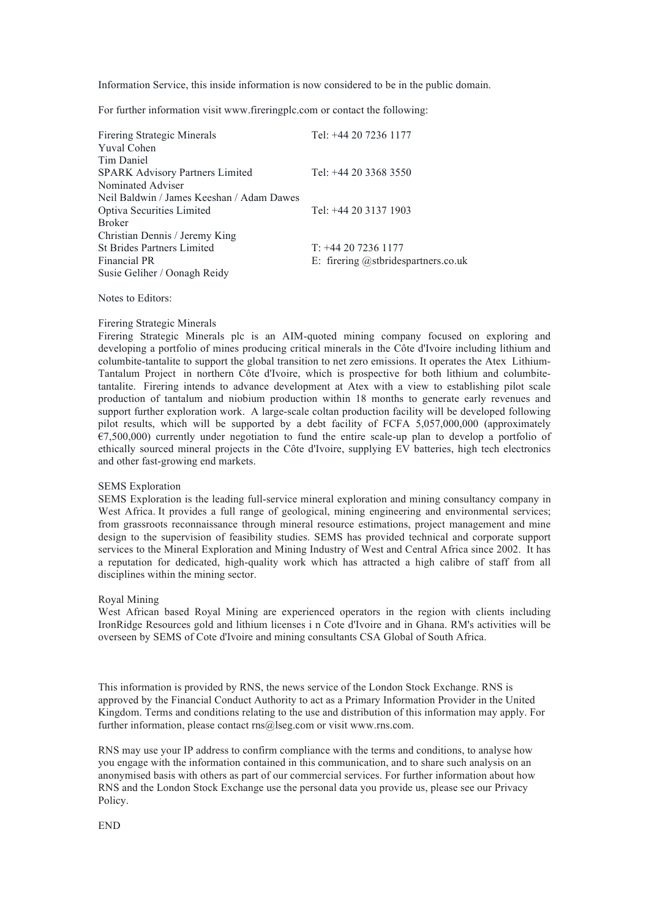Information Service, this inside information is now considered to be in the public domain.

For further information visit www.fireringplc.com or contact the following:

| | |
|---|---|
| Firering Strategic Minerals<br>Yuval Cohen<br>Tim Daniel | Tel: +44 20 7236 1177 |
| SPARK Advisory Partners Limited<br>Nominated Adviser<br>Neil Baldwin / James Keeshan / Adam Dawes | Tel: +44 20 3368 3550 |
| Optiva Securities Limited<br>Broker<br>Christian Dennis / Jeremy King | Tel: +44 20 3137 1903 |
| St Brides Partners Limited<br>Financial PR<br>Susie Geliher / Oonagh Reidy | T: +44 20 7236 1177<br>E: firering @stbridespartners.co.uk |

Notes to Editors:

Firering Strategic Minerals

Firering Strategic Minerals plc is an AIM-quoted mining company focused on exploring and developing a portfolio of mines producing critical minerals in the Côte d'Ivoire including lithium and columbite-tantalite to support the global transition to net zero emissions. It operates the Atex Lithium-Tantalum Project in northern Côte d'Ivoire, which is prospective for both lithium and columbite-tantalite. Firering intends to advance development at Atex with a view to establishing pilot scale production of tantalum and niobium production within 18 months to generate early revenues and support further exploration work. A large-scale coltan production facility will be developed following pilot results, which will be supported by a debt facility of FCFA 5,057,000,000 (approximately €7,500,000) currently under negotiation to fund the entire scale-up plan to develop a portfolio of ethically sourced mineral projects in the Côte d'Ivoire, supplying EV batteries, high tech electronics and other fast-growing end markets.

SEMS Exploration

SEMS Exploration is the leading full-service mineral exploration and mining consultancy company in West Africa. It provides a full range of geological, mining engineering and environmental services; from grassroots reconnaissance through mineral resource estimations, project management and mine design to the supervision of feasibility studies. SEMS has provided technical and corporate support services to the Mineral Exploration and Mining Industry of West and Central Africa since 2002. It has a reputation for dedicated, high-quality work which has attracted a high calibre of staff from all disciplines within the mining sector.

Royal Mining

West African based Royal Mining are experienced operators in the region with clients including IronRidge Resources gold and lithium licenses i n Cote d'Ivoire and in Ghana. RM's activities will be overseen by SEMS of Cote d'Ivoire and mining consultants CSA Global of South Africa.

This information is provided by RNS, the news service of the London Stock Exchange. RNS is approved by the Financial Conduct Authority to act as a Primary Information Provider in the United Kingdom. Terms and conditions relating to the use and distribution of this information may apply. For further information, please contact rns@lseg.com or visit www.rns.com.

RNS may use your IP address to confirm compliance with the terms and conditions, to analyse how you engage with the information contained in this communication, and to share such analysis on an anonymised basis with others as part of our commercial services. For further information about how RNS and the London Stock Exchange use the personal data you provide us, please see our Privacy Policy.

END